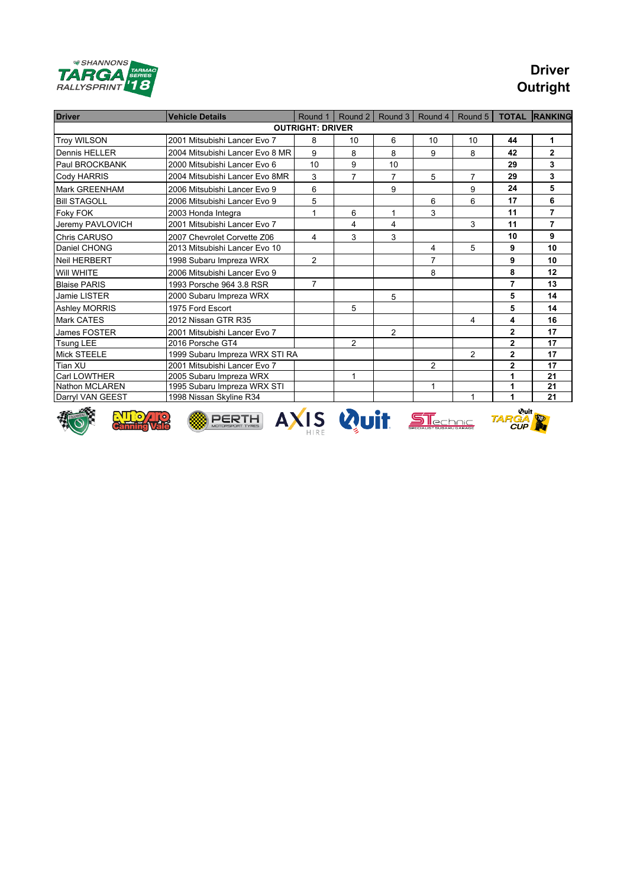# Driver Outright

| Driver | Vehicle Details | Round 1 | Round 2 | Round 3 | Round 4 | Round 5 | TOTAL | RANKING |
|---|---|---|---|---|---|---|---|---|
| **OUTRIGHT: DRIVER** | | | | | | | | |
| Troy WILSON | 2001 Mitsubishi Lancer Evo 7 | 8 | 10 | 6 | 10 | 10 | **44** | **1** |
| Dennis HELLER | 2004 Mitsubishi Lancer Evo 8 MR | 9 | 8 | 8 | 9 | 8 | **42** | **2** |
| Paul BROCKBANK | 2000 Mitsubishi Lancer Evo 6 | 10 | 9 | 10 | | | **29** | **3** |
| Cody HARRIS | 2004 Mitsubishi Lancer Evo 8MR | 3 | 7 | 7 | 5 | 7 | **29** | **3** |
| Mark GREENHAM | 2006 Mitsubishi Lancer Evo 9 | 6 | | 9 | | 9 | **24** | **5** |
| Bill STAGOLL | 2006 Mitsubishi Lancer Evo 9 | 5 | | | 6 | 6 | **17** | **6** |
| Foky FOK | 2003 Honda Integra | 1 | 6 | 1 | 3 | | **11** | **7** |
| Jeremy PAVLOVICH | 2001 Mitsubishi Lancer Evo 7 | | 4 | 4 | | 3 | **11** | **7** |
| Chris CARUSO | 2007 Chevrolet Corvette Z06 | 4 | 3 | 3 | | | **10** | **9** |
| Daniel CHONG | 2013 Mitsubishi Lancer Evo 10 | | | | 4 | 5 | **9** | **10** |
| Neil HERBERT | 1998 Subaru Impreza WRX | 2 | | | 7 | | **9** | **10** |
| Will WHITE | 2006 Mitsubishi Lancer Evo 9 | | | | 8 | | **8** | **12** |
| Blaise PARIS | 1993 Porsche 964 3.8 RSR | 7 | | | | | **7** | **13** |
| Jamie LISTER | 2000 Subaru Impreza WRX | | | 5 | | | **5** | **14** |
| Ashley MORRIS | 1975 Ford Escort | | 5 | | | | **5** | **14** |
| Mark CATES | 2012 Nissan GTR R35 | | | | | 4 | **4** | **16** |
| James FOSTER | 2001 Mitsubishi Lancer Evo 7 | | | 2 | | | **2** | **17** |
| Tsung LEE | 2016 Porsche GT4 | | 2 | | | | **2** | **17** |
| Mick STEELE | 1999 Subaru Impreza WRX STI RA | | | | | 2 | **2** | **17** |
| Tian XU | 2001 Mitsubishi Lancer Evo 7 | | | | 2 | | **2** | **17** |
| Carl LOWTHER | 2005 Subaru Impreza WRX | | 1 | | | | **1** | **21** |
| Nathon MCLAREN | 1995 Subaru Impreza WRX STI | | | | 1 | | **1** | **21** |
| Darryl VAN GEEST | 1998 Nissan Skyline R34 | | | | | 1 | **1** | **21** |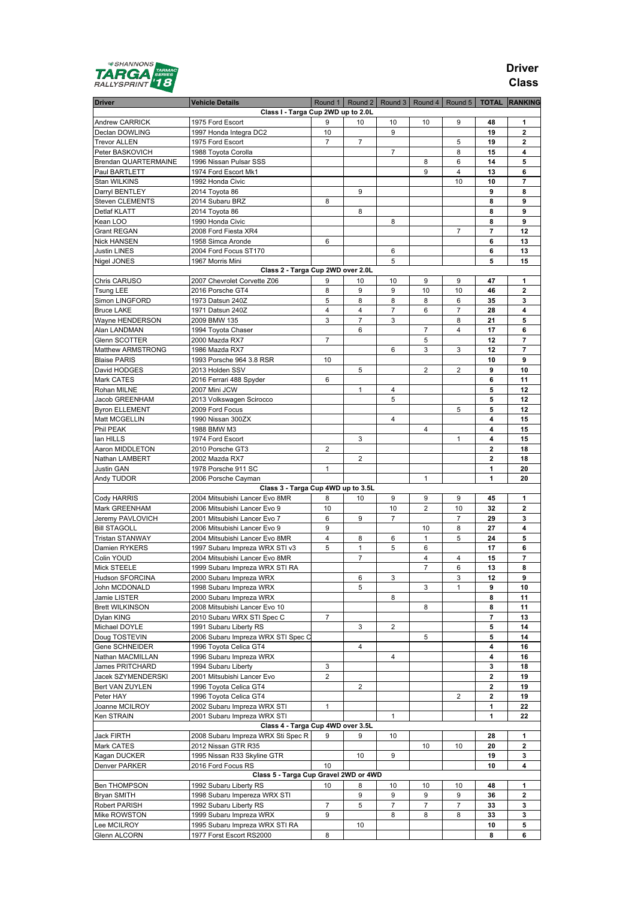# Driver Class

| Driver | Vehicle Details | Round 1 | Round 2 | Round 3 | Round 4 | Round 5 | TOTAL | RANKING |
|---|---|---|---|---|---|---|---|---|
| **Class I - Targa Cup 2WD up to 2.0L** | | | | | | | | |
| Andrew CARRICK | 1975 Ford Escort | 9 | 10 | 10 | 10 | 9 | **48** | **1** |
| Declan DOWLING | 1997 Honda Integra DC2 | 10 | | 9 | | | **19** | **2** |
| Trevor ALLEN | 1975 Ford Escort | 7 | 7 | | | 5 | **19** | **2** |
| Peter BASKOVICH | 1988 Toyota Corolla | | | 7 | | 8 | **15** | **4** |
| Brendan QUARTERMAINE | 1996 Nissan Pulsar SSS | | | | 8 | 6 | **14** | **5** |
| Paul BARTLETT | 1974 Ford Escort Mk1 | | | | 9 | 4 | **13** | **6** |
| Stan WILKINS | 1992 Honda Civic | | | | | 10 | **10** | **7** |
| Darryl BENTLEY | 2014 Toyota 86 | | 9 | | | | **9** | **8** |
| Steven CLEMENTS | 2014 Subaru BRZ | 8 | | | | | **8** | **9** |
| Detlaf KLATT | 2014 Toyota 86 | | 8 | | | | **8** | **9** |
| Kean LOO | 1990 Honda Civic | | | 8 | | | **8** | **9** |
| Grant REGAN | 2008 Ford Fiesta XR4 | | | | | 7 | **7** | **12** |
| Nick HANSEN | 1958 Simca Aronde | 6 | | | | | **6** | **13** |
| Justin LINES | 2004 Ford Focus ST170 | | | 6 | | | **6** | **13** |
| Nigel JONES | 1967 Morris Mini | | | 5 | | | **5** | **15** |
| **Class 2 - Targa Cup 2WD over 2.0L** | | | | | | | | |
| Chris CARUSO | 2007 Chevrolet Corvette Z06 | 9 | 10 | 10 | 9 | 9 | **47** | **1** |
| Tsung LEE | 2016 Porsche GT4 | 8 | 9 | 9 | 10 | 10 | **46** | **2** |
| Simon LINGFORD | 1973 Datsun 240Z | 5 | 8 | 8 | 8 | 6 | **35** | **3** |
| Bruce LAKE | 1971 Datsun 240Z | 4 | 4 | 7 | 6 | 7 | **28** | **4** |
| Wayne HENDERSON | 2009 BMW 135 | 3 | 7 | 3 | | 8 | **21** | **5** |
| Alan LANDMAN | 1994 Toyota Chaser | | 6 | | 7 | 4 | **17** | **6** |
| Glenn SCOTTER | 2000 Mazda RX7 | 7 | | | 5 | | **12** | **7** |
| Matthew ARMSTRONG | 1986 Mazda RX7 | | | 6 | 3 | 3 | **12** | **7** |
| Blaise PARIS | 1993 Porsche 964 3.8 RSR | 10 | | | | | **10** | **9** |
| David HODGES | 2013 Holden SSV | | 5 | | 2 | 2 | **9** | **10** |
| Mark CATES | 2016 Ferrari 488 Spyder | 6 | | | | | **6** | **11** |
| Rohan MILNE | 2007 Mini JCW | | 1 | 4 | | | **5** | **12** |
| Jacob GREENHAM | 2013 Volkswagen Scirocco | | | 5 | | | **5** | **12** |
| Byron ELLEMENT | 2009 Ford Focus | | | | | 5 | **5** | **12** |
| Matt MCGELLIN | 1990 Nissan 300ZX | | | 4 | | | **4** | **15** |
| Phil PEAK | 1988 BMW M3 | | | | 4 | | **4** | **15** |
| Ian HILLS | 1974 Ford Escort | | 3 | | | 1 | **4** | **15** |
| Aaron MIDDLETON | 2010 Porsche GT3 | 2 | | | | | **2** | **18** |
| Nathan LAMBERT | 2002 Mazda RX7 | | 2 | | | | **2** | **18** |
| Justin GAN | 1978 Porsche 911 SC | 1 | | | | | **1** | **20** |
| Andy TUDOR | 2006 Porsche Cayman | | | | 1 | | **1** | **20** |
| **Class 3 - Targa Cup 4WD up to 3.5L** | | | | | | | | |
| Cody HARRIS | 2004 Mitsubishi Lancer Evo 8MR | 8 | 10 | 9 | 9 | 9 | **45** | **1** |
| Mark GREENHAM | 2006 Mitsubishi Lancer Evo 9 | 10 | | 10 | 2 | 10 | **32** | **2** |
| Jeremy PAVLOVICH | 2001 Mitsubishi Lancer Evo 7 | 6 | 9 | 7 | | 7 | **29** | **3** |
| Bill STAGOLL | 2006 Mitsubishi Lancer Evo 9 | 9 | | | 10 | 8 | **27** | **4** |
| Tristan STANWAY | 2004 Mitsubishi Lancer Evo 8MR | 4 | 8 | 6 | 1 | 5 | **24** | **5** |
| Damien RYKERS | 1997 Subaru Impreza WRX STI v3 | 5 | 1 | 5 | 6 | | **17** | **6** |
| Colin YOUD | 2004 Mitsubishi Lancer Evo 8MR | | 7 | | 4 | 4 | **15** | **7** |
| Mick STEELE | 1999 Subaru Impreza WRX STI RA | | | | 7 | 6 | **13** | **8** |
| Hudson SFORCINA | 2000 Subaru Impreza WRX | | 6 | 3 | | 3 | **12** | **9** |
| John MCDONALD | 1998 Subaru Impreza WRX | | 5 | | 3 | 1 | **9** | **10** |
| Jamie LISTER | 2000 Subaru Impreza WRX | | | 8 | | | **8** | **11** |
| Brett WILKINSON | 2008 Mitsubishi Lancer Evo 10 | | | | 8 | | **8** | **11** |
| Dylan KING | 2010 Subaru WRX STI Spec C | 7 | | | | | **7** | **13** |
| Michael DOYLE | 1991 Subaru Liberty RS | | 3 | 2 | | | **5** | **14** |
| Doug TOSTEVIN | 2006 Subaru Impreza WRX STI Spec C | | | | 5 | | **5** | **14** |
| Gene SCHNEIDER | 1996 Toyota Celica GT4 | | 4 | | | | **4** | **16** |
| Nathan MACMILLAN | 1996 Subaru Impreza WRX | | | 4 | | | **4** | **16** |
| James PRITCHARD | 1994 Subaru Liberty | 3 | | | | | **3** | **18** |
| Jacek SZYMENDERSKI | 2001 Mitsubishi Lancer Evo | 2 | | | | | **2** | **19** |
| Bert VAN ZUYLEN | 1996 Toyota Celica GT4 | | 2 | | | | **2** | **19** |
| Peter HAY | 1996 Toyota Celica GT4 | | | | | 2 | **2** | **19** |
| Joanne MCILROY | 2002 Subaru Impreza WRX STI | 1 | | | | | **1** | **22** |
| Ken STRAIN | 2001 Subaru Impreza WRX STI | | | 1 | | | **1** | **22** |
| **Class 4 - Targa Cup 4WD over 3.5L** | | | | | | | | |
| Jack FIRTH | 2008 Subaru Impreza WRX Sti Spec R | 9 | 9 | 10 | | | **28** | **1** |
| Mark CATES | 2012 Nissan GTR R35 | | | | 10 | 10 | **20** | **2** |
| Kagan DUCKER | 1995 Nissan R33 Skyline GTR | | 10 | 9 | | | **19** | **3** |
| Denver PARKER | 2016 Ford Focus RS | 10 | | | | | **10** | **4** |
| **Class 5 - Targa Cup Gravel 2WD or 4WD** | | | | | | | | |
| Ben THOMPSON | 1992 Subaru Liberty RS | 10 | 8 | 10 | 10 | 10 | **48** | **1** |
| Bryan SMITH | 1998 Subaru Impereza WRX STI | | 9 | 9 | 9 | 9 | **36** | **2** |
| Robert PARISH | 1992 Subaru Liberty RS | 7 | 5 | 7 | 7 | 7 | **33** | **3** |
| Mike ROWSTON | 1999 Subaru Impreza WRX | 9 | | 8 | 8 | 8 | **33** | **3** |
| Lee MCILROY | 1995 Subaru Impreza WRX STI RA | | 10 | | | | **10** | **5** |
| Glenn ALCORN | 1977 Forst Escort RS2000 | 8 | | | | | **8** | **6** |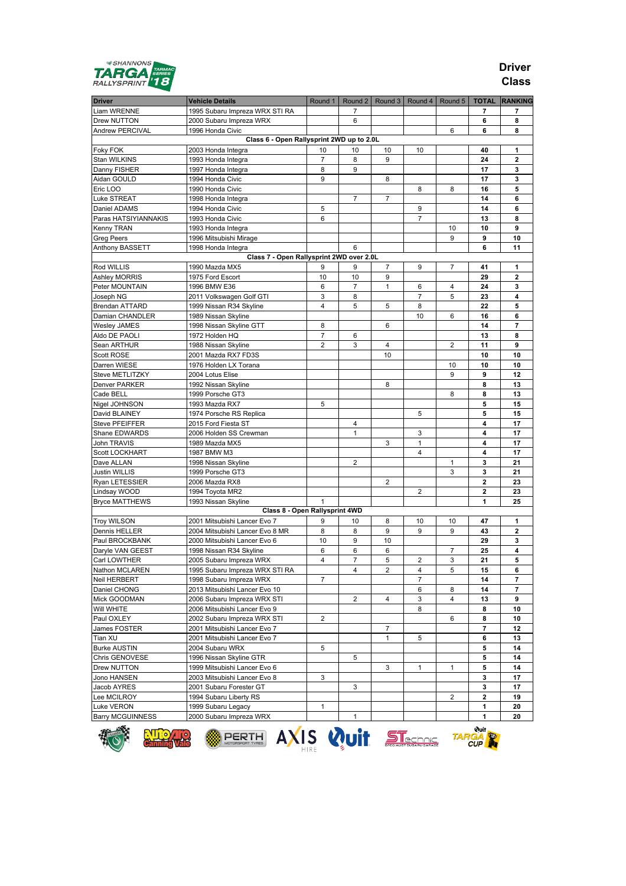# Driver Class

| Driver | Vehicle Details | Round 1 | Round 2 | Round 3 | Round 4 | Round 5 | TOTAL | RANKING |
|---|---|---|---|---|---|---|---|---|
| Liam WRENNE | 1995 Subaru Impreza WRX STI RA | | 7 | | | | **7** | **7** |
| Drew NUTTON | 2000 Subaru Impreza WRX | | 6 | | | | **6** | **8** |
| Andrew PERCIVAL | 1996 Honda Civic | | | | | 6 | **6** | **8** |
| **Class 6 - Open Rallysprint 2WD up to 2.0L** | | | | | | | | |
| Foky FOK | 2003 Honda Integra | 10 | 10 | 10 | 10 | | **40** | **1** |
| Stan WILKINS | 1993 Honda Integra | 7 | 8 | 9 | | | **24** | **2** |
| Danny FISHER | 1997 Honda Integra | 8 | 9 | | | | **17** | **3** |
| Aidan GOULD | 1994 Honda Civic | 9 | | 8 | | | **17** | **3** |
| Eric LOO | 1990 Honda Civic | | | | 8 | 8 | **16** | **5** |
| Luke STREAT | 1998 Honda Integra | | 7 | 7 | | | **14** | **6** |
| Daniel ADAMS | 1994 Honda Civic | 5 | | | 9 | | **14** | **6** |
| Paras HATSIYIANNAKIS | 1993 Honda Civic | 6 | | | 7 | | **13** | **8** |
| Kenny TRAN | 1993 Honda Integra | | | | | 10 | **10** | **9** |
| Greg Peers | 1996 Mitsubishi Mirage | | | | | 9 | **9** | **10** |
| Anthony BASSETT | 1998 Honda Integra | | 6 | | | | **6** | **11** |
| **Class 7 - Open Rallysprint 2WD over 2.0L** | | | | | | | | |
| Rod WILLIS | 1990 Mazda MX5 | 9 | 9 | 7 | 9 | 7 | **41** | **1** |
| Ashley MORRIS | 1975 Ford Escort | 10 | 10 | 9 | | | **29** | **2** |
| Peter MOUNTAIN | 1996 BMW E36 | 6 | 7 | 1 | 6 | 4 | **24** | **3** |
| Joseph NG | 2011 Volkswagen Golf GTI | 3 | 8 | | 7 | 5 | **23** | **4** |
| Brendan ATTARD | 1999 Nissan R34 Skyline | 4 | 5 | 5 | 8 | | **22** | **5** |
| Damian CHANDLER | 1989 Nissan Skyline | | | | 10 | 6 | **16** | **6** |
| Wesley JAMES | 1998 Nissan Skyline GTT | 8 | | 6 | | | **14** | **7** |
| Aldo DE PAOLI | 1972 Holden HQ | 7 | 6 | | | | **13** | **8** |
| Sean ARTHUR | 1988 Nissan Skyline | 2 | 3 | 4 | | 2 | **11** | **9** |
| Scott ROSE | 2001 Mazda RX7 FD3S | | | 10 | | | **10** | **10** |
| Darren WIESE | 1976 Holden LX Torana | | | | | 10 | **10** | **10** |
| Steve METLITZKY | 2004 Lotus Elise | | | | | 9 | **9** | **12** |
| Denver PARKER | 1992 Nissan Skyline | | | 8 | | | **8** | **13** |
| Cade BELL | 1999 Porsche GT3 | | | | | 8 | **8** | **13** |
| Nigel JOHNSON | 1993 Mazda RX7 | 5 | | | | | **5** | **15** |
| David BLAINEY | 1974 Porsche RS Replica | | | | 5 | | **5** | **15** |
| Steve PFEIFFER | 2015 Ford Fiesta ST | | 4 | | | | **4** | **17** |
| Shane EDWARDS | 2006 Holden SS Crewman | | 1 | | 3 | | **4** | **17** |
| John TRAVIS | 1989 Mazda MX5 | | | 3 | 1 | | **4** | **17** |
| Scott LOCKHART | 1987 BMW M3 | | | | 4 | | **4** | **17** |
| Dave ALLAN | 1998 Nissan Skyline | | 2 | | | 1 | **3** | **21** |
| Justin WILLIS | 1999 Porsche GT3 | | | | | 3 | **3** | **21** |
| Ryan LETESSIER | 2006 Mazda RX8 | | | 2 | | | **2** | **23** |
| Lindsay WOOD | 1994 Toyota MR2 | | | | 2 | | **2** | **23** |
| Bryce MATTHEWS | 1993 Nissan Skyline | 1 | | | | | **1** | **25** |
| **Class 8 - Open Rallysprint 4WD** | | | | | | | | |
| Troy WILSON | 2001 Mitsubishi Lancer Evo 7 | 9 | 10 | 8 | 10 | 10 | **47** | **1** |
| Dennis HELLER | 2004 Mitsubishi Lancer Evo 8 MR | 8 | 8 | 9 | 9 | 9 | **43** | **2** |
| Paul BROCKBANK | 2000 Mitsubishi Lancer Evo 6 | 10 | 9 | 10 | | | **29** | **3** |
| Daryle VAN GEEST | 1998 Nissan R34 Skyline | 6 | 6 | 6 | | 7 | **25** | **4** |
| Carl LOWTHER | 2005 Subaru Impreza WRX | 4 | 7 | 5 | 2 | 3 | **21** | **5** |
| Nathon MCLAREN | 1995 Subaru Impreza WRX STI RA | | 4 | 2 | 4 | 5 | **15** | **6** |
| Neil HERBERT | 1998 Subaru Impreza WRX | 7 | | | 7 | | **14** | **7** |
| Daniel CHONG | 2013 Mitsubishi Lancer Evo 10 | | | | 6 | 8 | **14** | **7** |
| Mick GOODMAN | 2006 Subaru Impreza WRX STI | | 2 | 4 | 3 | 4 | **13** | **9** |
| Will WHITE | 2006 Mitsubishi Lancer Evo 9 | | | | 8 | | **8** | **10** |
| Paul OXLEY | 2002 Subaru Impreza WRX STI | 2 | | | | 6 | **8** | **10** |
| James FOSTER | 2001 Mitsubishi Lancer Evo 7 | | | 7 | | | **7** | **12** |
| Tian XU | 2001 Mitsubishi Lancer Evo 7 | | | 1 | 5 | | **6** | **13** |
| Burke AUSTIN | 2004 Subaru WRX | 5 | | | | | **5** | **14** |
| Chris GENOVESE | 1996 Nissan Skyline GTR | | 5 | | | | **5** | **14** |
| Drew NUTTON | 1999 Mitsubishi Lancer Evo 6 | | | 3 | 1 | 1 | **5** | **14** |
| Jono HANSEN | 2003 Mitsubishi Lancer Evo 8 | 3 | | | | | **3** | **17** |
| Jacob AYRES | 2001 Subaru Forester GT | | 3 | | | | **3** | **17** |
| Lee MCILROY | 1994 Subaru Liberty RS | | | | | 2 | **2** | **19** |
| Luke VERON | 1999 Subaru Legacy | 1 | | | | | **1** | **20** |
| Barry MCGUINNESS | 2000 Subaru Impreza WRX | | 1 | | | | **1** | **20** |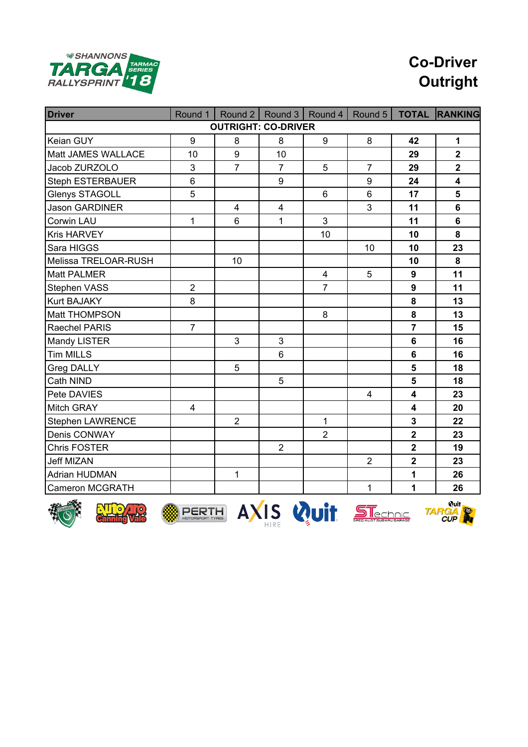# Co-Driver Outright

| Driver | Round 1 | Round 2 | Round 3 | Round 4 | Round 5 | TOTAL | RANKING |
|---|---|---|---|---|---|---|---|
| **OUTRIGHT: CO-DRIVER** | | | | | | | |
| Keian GUY | 9 | 8 | 8 | 9 | 8 | **42** | **1** |
| Matt JAMES WALLACE | 10 | 9 | 10 | | | **29** | **2** |
| Jacob ZURZOLO | 3 | 7 | 7 | 5 | 7 | **29** | **2** |
| Steph ESTERBAUER | 6 | | 9 | | 9 | **24** | **4** |
| Glenys STAGOLL | 5 | | | 6 | 6 | **17** | **5** |
| Jason GARDINER | | 4 | 4 | | 3 | **11** | **6** |
| Corwin LAU | 1 | 6 | 1 | 3 | | **11** | **6** |
| Kris HARVEY | | | | 10 | | **10** | **8** |
| Sara HIGGS | | | | | 10 | **10** | **23** |
| Melissa TRELOAR-RUSH | | 10 | | | | **10** | **8** |
| Matt PALMER | | | | 4 | 5 | **9** | **11** |
| Stephen VASS | 2 | | | 7 | | **9** | **11** |
| Kurt BAJAKY | 8 | | | | | **8** | **13** |
| Matt THOMPSON | | | | 8 | | **8** | **13** |
| Raechel PARIS | 7 | | | | | **7** | **15** |
| Mandy LISTER | | 3 | 3 | | | **6** | **16** |
| Tim MILLS | | | 6 | | | **6** | **16** |
| Greg DALLY | | 5 | | | | **5** | **18** |
| Cath NIND | | | 5 | | | **5** | **18** |
| Pete DAVIES | | | | | 4 | **4** | **23** |
| Mitch GRAY | 4 | | | | | **4** | **20** |
| Stephen LAWRENCE | | 2 | | 1 | | **3** | **22** |
| Denis CONWAY | | | | 2 | | **2** | **23** |
| Chris FOSTER | | | 2 | | | **2** | **19** |
| Jeff MIZAN | | | | | 2 | **2** | **23** |
| Adrian HUDMAN | | 1 | | | | **1** | **26** |
| Cameron MCGRATH | | | | | 1 | **1** | **26** |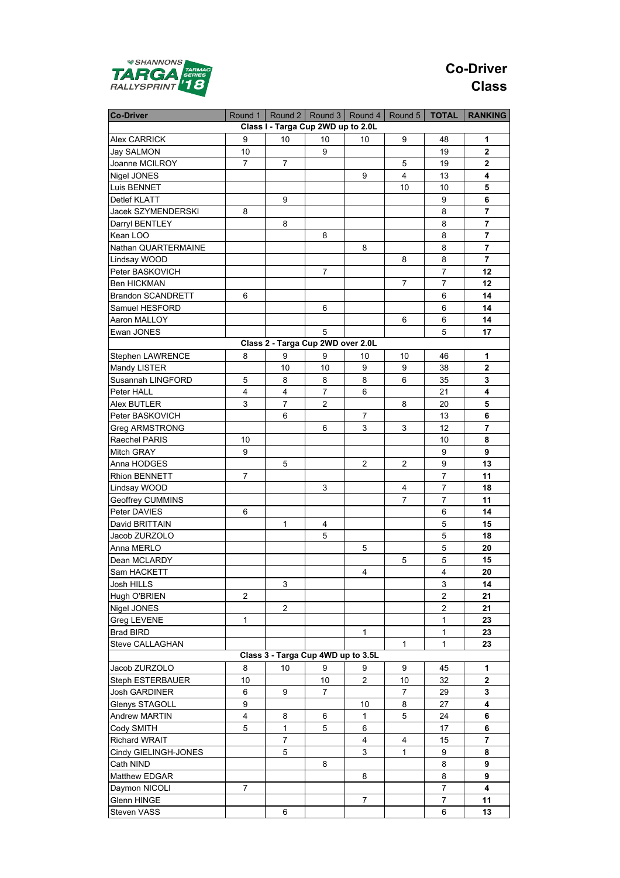SHANNONS TARGA TARMAC SERIES RALLYSPRINT '18

# Co-Driver Class

| Co-Driver | Round 1 | Round 2 | Round 3 | Round 4 | Round 5 | TOTAL | RANKING |
|---|---|---|---|---|---|---|---|
| **Class I - Targa Cup 2WD up to 2.0L** | | | | | | | |
| Alex CARRICK | 9 | 10 | 10 | 10 | 9 | 48 | **1** |
| Jay SALMON | 10 | | 9 | | | 19 | **2** |
| Joanne MCILROY | 7 | 7 | | | 5 | 19 | **2** |
| Nigel JONES | | | | 9 | 4 | 13 | **4** |
| Luis BENNET | | | | | 10 | 10 | **5** |
| Detlef KLATT | | 9 | | | | 9 | **6** |
| Jacek SZYMENDERSKI | 8 | | | | | 8 | **7** |
| Darryl BENTLEY | | 8 | | | | 8 | **7** |
| Kean LOO | | | 8 | | | 8 | **7** |
| Nathan QUARTERMAINE | | | | 8 | | 8 | **7** |
| Lindsay WOOD | | | | | 8 | 8 | **7** |
| Peter BASKOVICH | | | 7 | | | 7 | **12** |
| Ben HICKMAN | | | | | 7 | 7 | **12** |
| Brandon SCANDRETT | 6 | | | | | 6 | **14** |
| Samuel HESFORD | | | 6 | | | 6 | **14** |
| Aaron MALLOY | | | | | 6 | 6 | **14** |
| Ewan JONES | | | 5 | | | 5 | **17** |
| **Class 2 - Targa Cup 2WD over 2.0L** | | | | | | | |
| Stephen LAWRENCE | 8 | 9 | 9 | 10 | 10 | 46 | **1** |
| Mandy LISTER | | 10 | 10 | 9 | 9 | 38 | **2** |
| Susannah LINGFORD | 5 | 8 | 8 | 8 | 6 | 35 | **3** |
| Peter HALL | 4 | 4 | 7 | 6 | | 21 | **4** |
| Alex BUTLER | 3 | 7 | 2 | | 8 | 20 | **5** |
| Peter BASKOVICH | | 6 | | 7 | | 13 | **6** |
| Greg ARMSTRONG | | | 6 | 3 | 3 | 12 | **7** |
| Raechel PARIS | 10 | | | | | 10 | **8** |
| Mitch GRAY | 9 | | | | | 9 | **9** |
| Anna HODGES | | 5 | | 2 | 2 | 9 | **13** |
| Rhion BENNETT | 7 | | | | | 7 | **11** |
| Lindsay WOOD | | | 3 | | 4 | 7 | **18** |
| Geoffrey CUMMINS | | | | | 7 | 7 | **11** |
| Peter DAVIES | 6 | | | | | 6 | **14** |
| David BRITTAIN | | 1 | 4 | | | 5 | **15** |
| Jacob ZURZOLO | | | 5 | | | 5 | **18** |
| Anna MERLO | | | | 5 | | 5 | **20** |
| Dean MCLARDY | | | | | 5 | 5 | **15** |
| Sam HACKETT | | | | 4 | | 4 | **20** |
| Josh HILLS | | 3 | | | | 3 | **14** |
| Hugh O'BRIEN | 2 | | | | | 2 | **21** |
| Nigel JONES | | 2 | | | | 2 | **21** |
| Greg LEVENE | 1 | | | | | 1 | **23** |
| Brad BIRD | | | | 1 | | 1 | **23** |
| Steve CALLAGHAN | | | | | 1 | 1 | **23** |
| **Class 3 - Targa Cup 4WD up to 3.5L** | | | | | | | |
| Jacob ZURZOLO | 8 | 10 | 9 | 9 | 9 | 45 | **1** |
| Steph ESTERBAUER | 10 | | 10 | 2 | 10 | 32 | **2** |
| Josh GARDINER | 6 | 9 | 7 | | 7 | 29 | **3** |
| Glenys STAGOLL | 9 | | | 10 | 8 | 27 | **4** |
| Andrew MARTIN | 4 | 8 | 6 | 1 | 5 | 24 | **6** |
| Cody SMITH | 5 | 1 | 5 | 6 | | 17 | **6** |
| Richard WRAIT | | 7 | | 4 | 4 | 15 | **7** |
| Cindy GIELINGH-JONES | | 5 | | 3 | 1 | 9 | **8** |
| Cath NIND | | | 8 | | | 8 | **9** |
| Matthew EDGAR | | | | 8 | | 8 | **9** |
| Daymon NICOLI | 7 | | | | | 7 | **4** |
| Glenn HINGE | | | | 7 | | 7 | **11** |
| Steven VASS | | 6 | | | | 6 | **13** |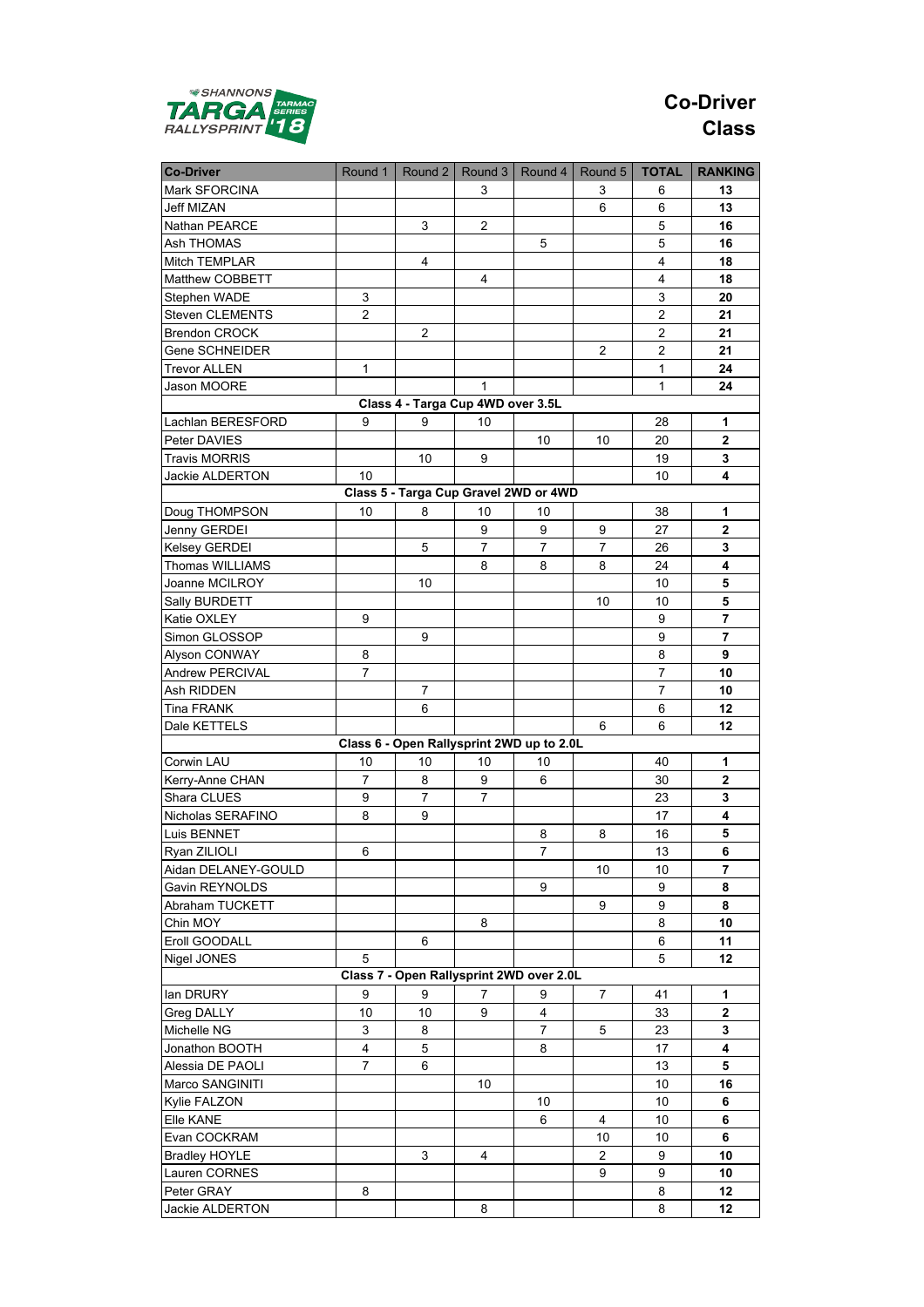# Co-Driver Class

| Co-Driver | Round 1 | Round 2 | Round 3 | Round 4 | Round 5 | TOTAL | RANKING |
|---|---|---|---|---|---|---|---|
| Mark SFORCINA | | | 3 | | 3 | 6 | **13** |
| Jeff MIZAN | | | | | 6 | 6 | **13** |
| Nathan PEARCE | | 3 | 2 | | | 5 | **16** |
| Ash THOMAS | | | | 5 | | 5 | **16** |
| Mitch TEMPLAR | | 4 | | | | 4 | **18** |
| Matthew COBBETT | | | 4 | | | 4 | **18** |
| Stephen WADE | 3 | | | | | 3 | **20** |
| Steven CLEMENTS | 2 | | | | | 2 | **21** |
| Brendon CROCK | | 2 | | | | 2 | **21** |
| Gene SCHNEIDER | | | | | 2 | 2 | **21** |
| Trevor ALLEN | 1 | | | | | 1 | **24** |
| Jason MOORE | | | 1 | | | 1 | **24** |
| **Class 4 - Targa Cup 4WD over 3.5L** | | | | | | | |
| Lachlan BERESFORD | 9 | 9 | 10 | | | 28 | **1** |
| Peter DAVIES | | | | 10 | 10 | 20 | **2** |
| Travis MORRIS | | 10 | 9 | | | 19 | **3** |
| Jackie ALDERTON | 10 | | | | | 10 | **4** |
| **Class 5 - Targa Cup Gravel 2WD or 4WD** | | | | | | | |
| Doug THOMPSON | 10 | 8 | 10 | 10 | | 38 | **1** |
| Jenny GERDEI | | | 9 | 9 | 9 | 27 | **2** |
| Kelsey GERDEI | | 5 | 7 | 7 | 7 | 26 | **3** |
| Thomas WILLIAMS | | | 8 | 8 | 8 | 24 | **4** |
| Joanne MCILROY | | 10 | | | | 10 | **5** |
| Sally BURDETT | | | | | 10 | 10 | **5** |
| Katie OXLEY | 9 | | | | | 9 | **7** |
| Simon GLOSSOP | | 9 | | | | 9 | **7** |
| Alyson CONWAY | 8 | | | | | 8 | **9** |
| Andrew PERCIVAL | 7 | | | | | 7 | **10** |
| Ash RIDDEN | | 7 | | | | 7 | **10** |
| Tina FRANK | | 6 | | | | 6 | **12** |
| Dale KETTELS | | | | | 6 | 6 | **12** |
| **Class 6 - Open Rallysprint 2WD up to 2.0L** | | | | | | | |
| Corwin LAU | 10 | 10 | 10 | 10 | | 40 | **1** |
| Kerry-Anne CHAN | 7 | 8 | 9 | 6 | | 30 | **2** |
| Shara CLUES | 9 | 7 | 7 | | | 23 | **3** |
| Nicholas SERAFINO | 8 | 9 | | | | 17 | **4** |
| Luis BENNET | | | | 8 | 8 | 16 | **5** |
| Ryan ZILIOLI | 6 | | | 7 | | 13 | **6** |
| Aidan DELANEY-GOULD | | | | | 10 | 10 | **7** |
| Gavin REYNOLDS | | | | 9 | | 9 | **8** |
| Abraham TUCKETT | | | | | 9 | 9 | **8** |
| Chin MOY | | | 8 | | | 8 | **10** |
| Eroll GOODALL | | 6 | | | | 6 | **11** |
| Nigel JONES | 5 | | | | | 5 | **12** |
| **Class 7 - Open Rallysprint 2WD over 2.0L** | | | | | | | |
| Ian DRURY | 9 | 9 | 7 | 9 | 7 | 41 | **1** |
| Greg DALLY | 10 | 10 | 9 | 4 | | 33 | **2** |
| Michelle NG | 3 | 8 | | 7 | 5 | 23 | **3** |
| Jonathon BOOTH | 4 | 5 | | 8 | | 17 | **4** |
| Alessia DE PAOLI | 7 | 6 | | | | 13 | **5** |
| Marco SANGINITI | | | 10 | | | 10 | **16** |
| Kylie FALZON | | | | 10 | | 10 | **6** |
| Elle KANE | | | | 6 | 4 | 10 | **6** |
| Evan COCKRAM | | | | | 10 | 10 | **6** |
| Bradley HOYLE | | 3 | 4 | | 2 | 9 | **10** |
| Lauren CORNES | | | | | 9 | 9 | **10** |
| Peter GRAY | 8 | | | | | 8 | **12** |
| Jackie ALDERTON | | | 8 | | | 8 | **12** |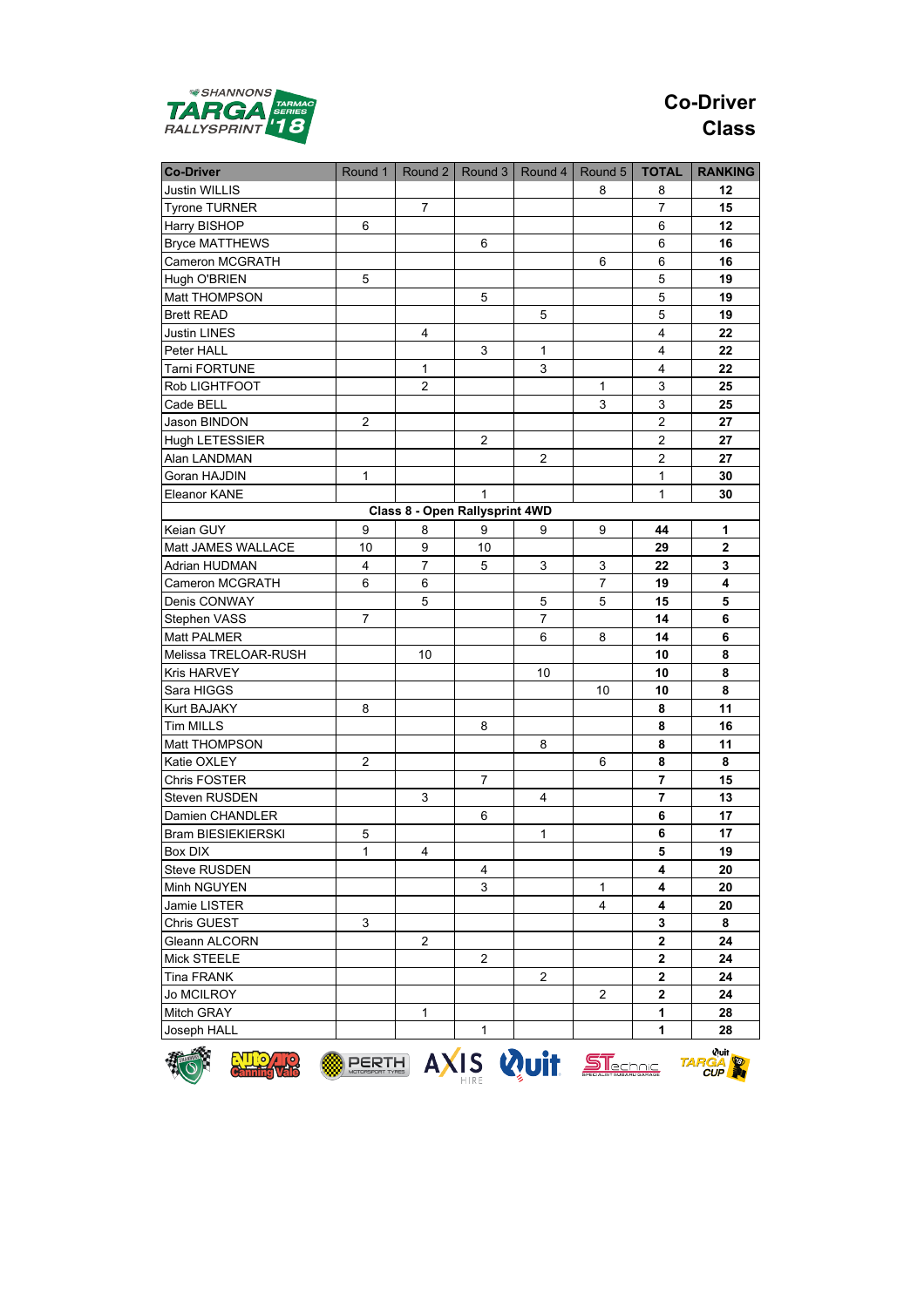# Co-Driver Class

SHANNONS TARGA RALLYSPRINT TARMAC SERIES '18

| Co-Driver | Round 1 | Round 2 | Round 3 | Round 4 | Round 5 | TOTAL | RANKING |
|---|---|---|---|---|---|---|---|
| Justin WILLIS | | | | | 8 | 8 | **12** |
| Tyrone TURNER | | 7 | | | | 7 | **15** |
| Harry BISHOP | 6 | | | | | 6 | **12** |
| Bryce MATTHEWS | | | 6 | | | 6 | **16** |
| Cameron MCGRATH | | | | | 6 | 6 | **16** |
| Hugh O'BRIEN | 5 | | | | | 5 | **19** |
| Matt THOMPSON | | | 5 | | | 5 | **19** |
| Brett READ | | | | 5 | | 5 | **19** |
| Justin LINES | | 4 | | | | 4 | **22** |
| Peter HALL | | | 3 | 1 | | 4 | **22** |
| Tarni FORTUNE | | 1 | | 3 | | 4 | **22** |
| Rob LIGHTFOOT | | 2 | | | 1 | 3 | **25** |
| Cade BELL | | | | | 3 | 3 | **25** |
| Jason BINDON | 2 | | | | | 2 | **27** |
| Hugh LETESSIER | | | 2 | | | 2 | **27** |
| Alan LANDMAN | | | | 2 | | 2 | **27** |
| Goran HAJDIN | 1 | | | | | 1 | **30** |
| Eleanor KANE | | | 1 | | | 1 | **30** |
| **Class 8 - Open Rallysprint 4WD** | | | | | | | |
| Keian GUY | 9 | 8 | 9 | 9 | 9 | **44** | **1** |
| Matt JAMES WALLACE | 10 | 9 | 10 | | | **29** | **2** |
| Adrian HUDMAN | 4 | 7 | 5 | 3 | 3 | **22** | **3** |
| Cameron MCGRATH | 6 | 6 | | | 7 | **19** | **4** |
| Denis CONWAY | | 5 | | 5 | 5 | **15** | **5** |
| Stephen VASS | 7 | | | 7 | | **14** | **6** |
| Matt PALMER | | | | 6 | 8 | **14** | **6** |
| Melissa TRELOAR-RUSH | | 10 | | | | **10** | **8** |
| Kris HARVEY | | | | 10 | | **10** | **8** |
| Sara HIGGS | | | | | 10 | **10** | **8** |
| Kurt BAJAKY | 8 | | | | | **8** | **11** |
| Tim MILLS | | | 8 | | | **8** | **16** |
| Matt THOMPSON | | | | 8 | | **8** | **11** |
| Katie OXLEY | 2 | | | | 6 | **8** | **8** |
| Chris FOSTER | | | 7 | | | **7** | **15** |
| Steven RUSDEN | | 3 | | 4 | | **7** | **13** |
| Damien CHANDLER | | | 6 | | | **6** | **17** |
| Bram BIESIEKIERSKI | 5 | | | 1 | | **6** | **17** |
| Box DIX | 1 | 4 | | | | **5** | **19** |
| Steve RUSDEN | | | 4 | | | **4** | **20** |
| Minh NGUYEN | | | 3 | | 1 | **4** | **20** |
| Jamie LISTER | | | | | 4 | **4** | **20** |
| Chris GUEST | 3 | | | | | **3** | **8** |
| Gleann ALCORN | | 2 | | | | **2** | **24** |
| Mick STEELE | | | 2 | | | **2** | **24** |
| Tina FRANK | | | | 2 | | **2** | **24** |
| Jo MCILROY | | | | | 2 | **2** | **24** |
| Mitch GRAY | | 1 | | | | **1** | **28** |
| Joseph HALL | | | 1 | | | **1** | **28** |